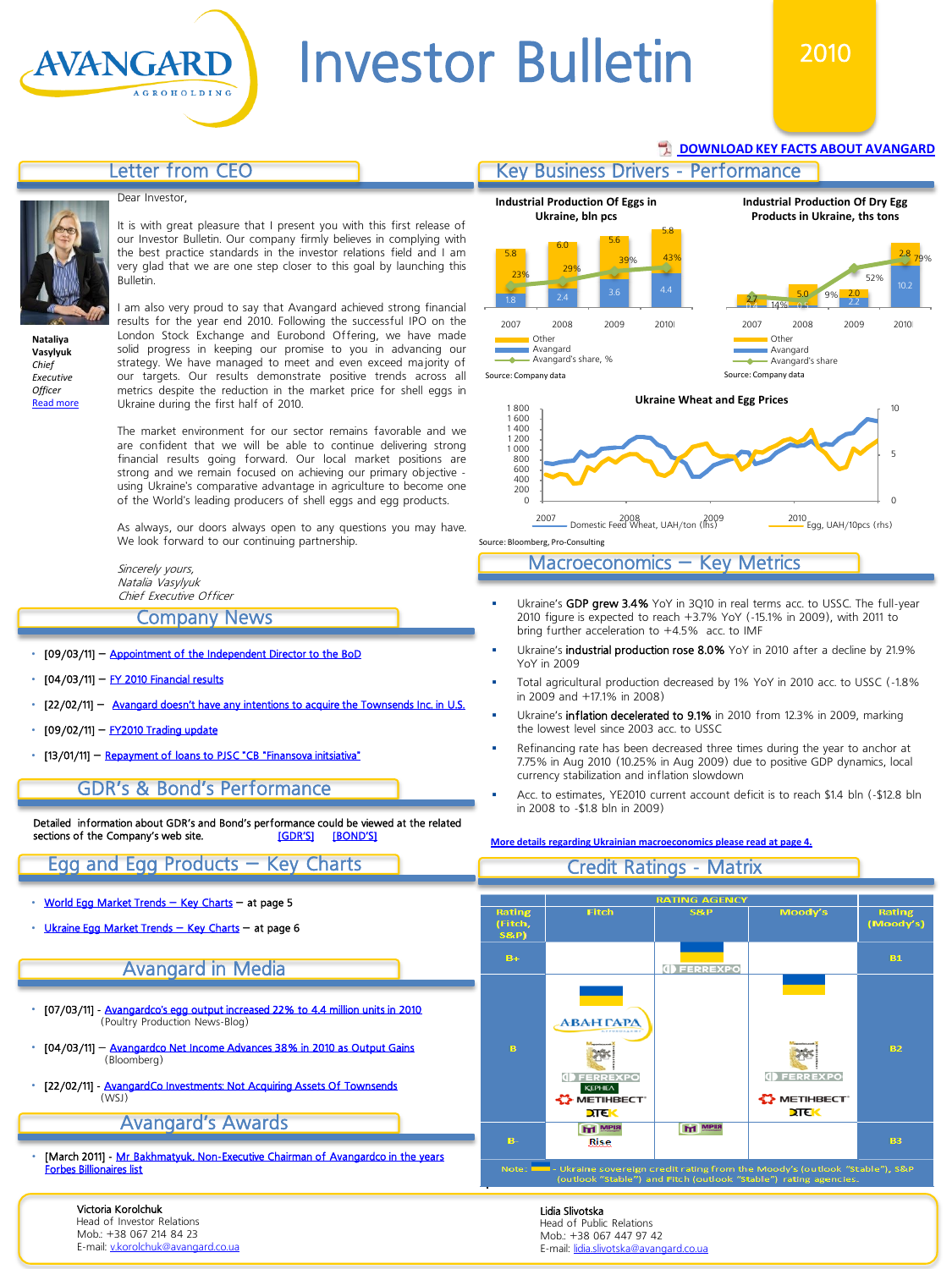# AVANGARD AGROHOLDING

# Investor Bulletin 2010

DOWNLOAD KEY FACTS ABOUT AVANGARD

## Letter from CEO

Dear Investor,

It is with great pleasure that I present you with this first release of our Investor Bulletin. Our company firmly believes in complying with the best practice standards in the investor relations field and I am very glad that we are one step closer to this goal by launching this Bulletin.

I am also very proud to say that Avangard achieved strong financial results for the year end 2010. Following the successful IPO on the London Stock Exchange and Eurobond Offering, we have made solid progress in keeping our promise to you in advancing our strategy. We have managed to meet and even exceed majority of our targets. Our results demonstrate positive trends across all metrics despite the reduction in the market price for shell eggs in Ukraine during the first half of 2010.

The market environment for our sector remains favorable and we are confident that we will be able to continue delivering strong financial results going forward. Our local market positions are strong and we remain focused on achieving our primary objective - using Ukraine's comparative advantage in agriculture to become one of the World's leading producers of shell eggs and egg products.

As always, our doors always open to any questions you may have. We look forward to our continuing partnership.

*Sincerely yours,*
*Natalia Vasylyuk*
*Chief Executive Officer*

**Nataliya Vasylyuk**
*Chief Executive Officer*
Read more

## Key Business Drivers - Performance

**Industrial Production Of Eggs in Ukraine, bln pcs**

| | 2007 | 2008 | 2009 | 2010 |
|---|---|---|---|---|
| Other | 5.8 | 6.0 | 5.6 | 5.8 |
| Avangard | 1.8 | 2.4 | 3.6 | 4.4 |
| Avangard's share, % | 23% | 29% | 39% | 43% |

Source: Company data

**Industrial Production Of Dry Egg Products in Ukraine, ths tons**

| | 2007 | 2008 | 2009 | 2010 |
|---|---|---|---|---|
| Other | 2.7 | 5.0 | 2.0 | 2.8 |
| Avangard | 0.4 | 0.7 | 2.2 | 10.2 |
| Avangard's share | 14% | 9% | 52% | 79% |

Source: Company data

**Ukraine Wheat and Egg Prices**

Domestic Feed Wheat, UAH/ton (lhs); Egg, UAH/10pcs (rhs)

Source: Bloomberg, Pro-Consulting

## Macroeconomics – Key Metrics

- Ukraine's **GDP grew 3.4%** YoY in 3Q10 in real terms acc. to USSC. The full-year 2010 figure is expected to reach +3.7% YoY (-15.1% in 2009), with 2011 to bring further acceleration to +4.5% acc. to IMF
- Ukraine's **industrial production rose 8.0%** YoY in 2010 after a decline by 21.9% YoY in 2009
- Total agricultural production decreased by 1% YoY in 2010 acc. to USSC (-1.8% in 2009 and +17.1% in 2008)
- Ukraine's **inflation decelerated to 9.1%** in 2010 from 12.3% in 2009, marking the lowest level since 2003 acc. to USSC
- Refinancing rate has been decreased three times during the year to anchor at 7.75% in Aug 2010 (10.25% in Aug 2009) due to positive GDP dynamics, local currency stabilization and inflation slowdown
- Acc. to estimates, YE2010 current account deficit is to reach $1.4 bln (-$12.8 bln in 2008 to -$1.8 bln in 2009)

More details regarding Ukrainian macroeconomics please read at page 4.

## Company News

- [09/03/11] – Appointment of the Independent Director to the BoD
- [04/03/11] – FY 2010 Financial results
- [22/02/11] – Avangard doesn't have any intentions to acquire the Townsends Inc. in U.S.
- [09/02/11] – FY2010 Trading update
- [13/01/11] – Repayment of loans to PJSC "CB "Finansova initsiativa"

## GDR's & Bond's Performance

Detailed information about GDR's and Bond's performance could be viewed at the related sections of the Company's web site. [GDR'S] [BOND'S]

## Egg and Egg Products – Key Charts

- World Egg Market Trends – Key Charts – at page 5
- Ukraine Egg Market Trends – Key Charts – at page 6

## Credit Ratings - Matrix

| Rating (Fitch, S&P) | Fitch | S&P | Moody's | Rating (Moody's) |
|---|---|---|---|---|
| B+ | | Ukraine; FERREXPO | | B1 |
| B | Ukraine; АВАНГАРД; FERREXPO; KERNEL; МЕТІНВЕСТ; DTEK | | Ukraine; FERREXPO; МЕТІНВЕСТ; DTEK | B2 |
| B- | MRIYA; Rise | MRIYA | | B3 |

Note: ▬ - Ukraine sovereign credit rating from the Moody's (outlook "stable"), S&P (outlook "stable") and Fitch (outlook "stable") rating agencies.

## Avangard in Media

- [07/03/11] - Avangardco's egg output increased 22% to 4.4 million units in 2010 (Poultry Production News-Blog)
- [04/03/11] – Avangardco Net Income Advances 38% in 2010 as Output Gains (Bloomberg)
- [22/02/11] - AvangardCo Investments: Not Acquiring Assets Of Townsends (WSJ)

## Avangard's Awards

- [March 2011] - Mr Bakhmatyuk, Non-Executive Chairman of Avangardco in the years Forbes Billionaires list

Victoria Korolchuk
Head of Investor Relations
Mob.: +38 067 214 84 23
E-mail: v.korolchuk@avangard.co.ua

Lidia Slivotska
Head of Public Relations
Mob.: +38 067 447 97 42
E-mail: lidia.slivotska@avangard.co.ua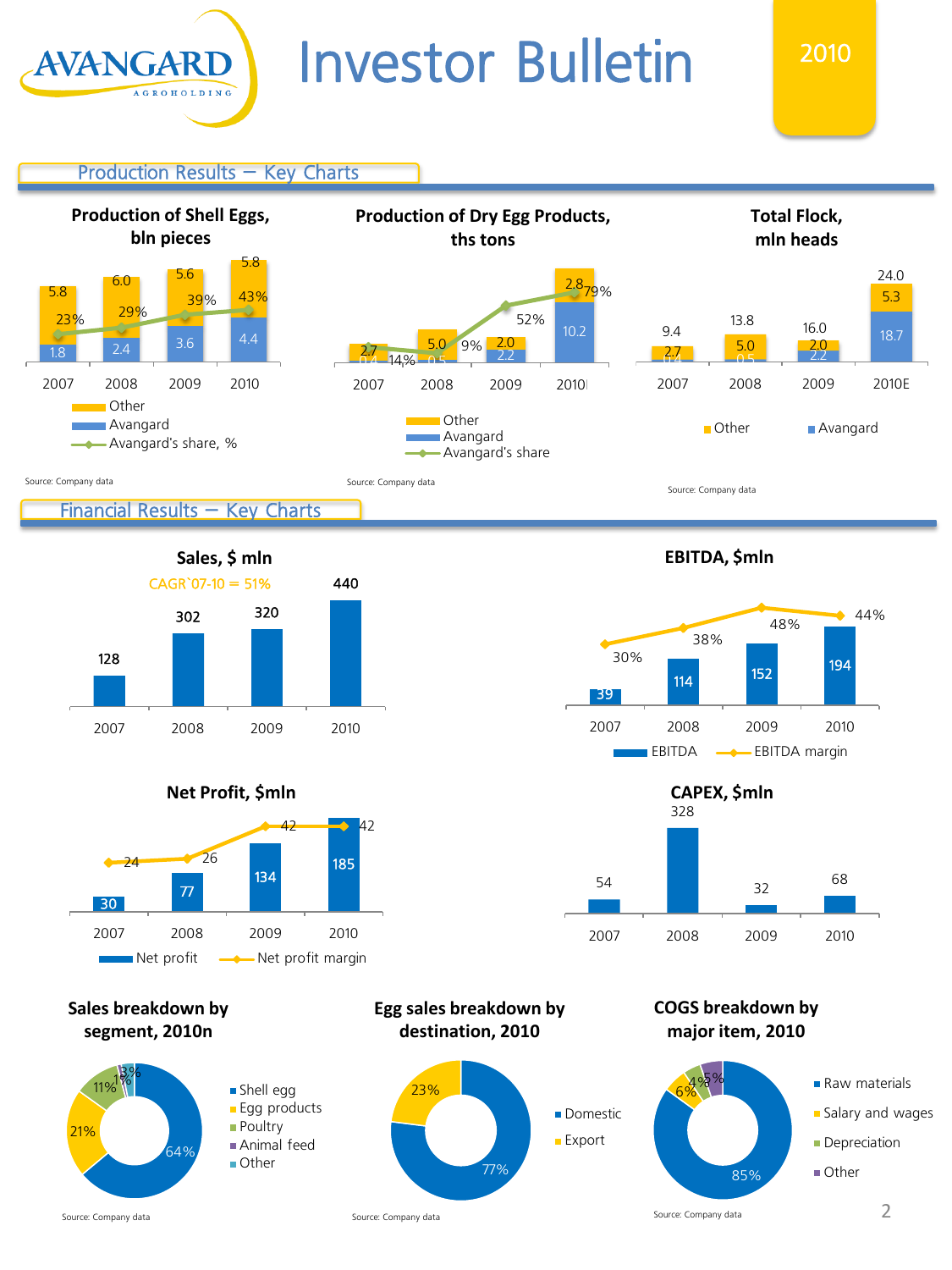# Investor Bulletin

**2010**

## Production Results – Key Charts

### Production of Shell Eggs, bln pieces

| | 2007 | 2008 | 2009 | 2010 |
|---|---|---|---|---|
| Other | 5.8 | 6.0 | 5.6 | 5.8 |
| Avangard | 1.8 | 2.4 | 3.6 | 4.4 |
| Avangard's share, % | 23% | 29% | 39% | 43% |

Source: Company data

### Production of Dry Egg Products, ths tons

| | 2007 | 2008 | 2009 | 2010 |
|---|---|---|---|---|
| Other | 2.7 | 5.0 | 2.0 | 2.8 |
| Avangard | 0.4 | 0.5 | 2.2 | 10.2 |
| Avangard's share | 14% | 9% | 52% | 79% |

Source: Company data

### Total Flock, mln heads

| | 2007 | 2008 | 2009 | 2010E |
|---|---|---|---|---|
| Total | 9.4 | 13.8 | 16.0 | 24.0 |
| Other | 2.7 | 5.0 | 2.0 | 5.3 |
| Avangard | 0.4 | 0.5 | 2.2 | 18.7 |

Source: Company data

## Financial Results – Key Charts

### Sales, $ mln

CAGR`07-10 = 51%

| 2007 | 2008 | 2009 | 2010 |
|---|---|---|---|
| 128 | 302 | 320 | 440 |

### EBITDA, $mln

| | 2007 | 2008 | 2009 | 2010 |
|---|---|---|---|---|
| EBITDA | 39 | 114 | 152 | 194 |
| EBITDA margin | 30% | 38% | 48% | 44% |

### Net Profit, $mln

| | 2007 | 2008 | 2009 | 2010 |
|---|---|---|---|---|
| Net profit | 30 | 77 | 134 | 185 |
| Net profit margin | 24 | 26 | 42 | 42 |

### CAPEX, $mln

| 2007 | 2008 | 2009 | 2010 |
|---|---|---|---|
| 54 | 328 | 32 | 68 |

### Sales breakdown by segment, 2010n

| Segment | Share |
|---|---|
| Shell egg | 64% |
| Egg products | 21% |
| Poultry | 11% |
| Animal feed | 1% |
| Other | 3% |

Source: Company data

### Egg sales breakdown by destination, 2010

| Destination | Share |
|---|---|
| Domestic | 77% |
| Export | 23% |

Source: Company data

### COGS breakdown by major item, 2010

| Item | Share |
|---|---|
| Raw materials | 85% |
| Salary and wages | 6% |
| Depreciation | 4% |
| Other | 5% |

Source: Company data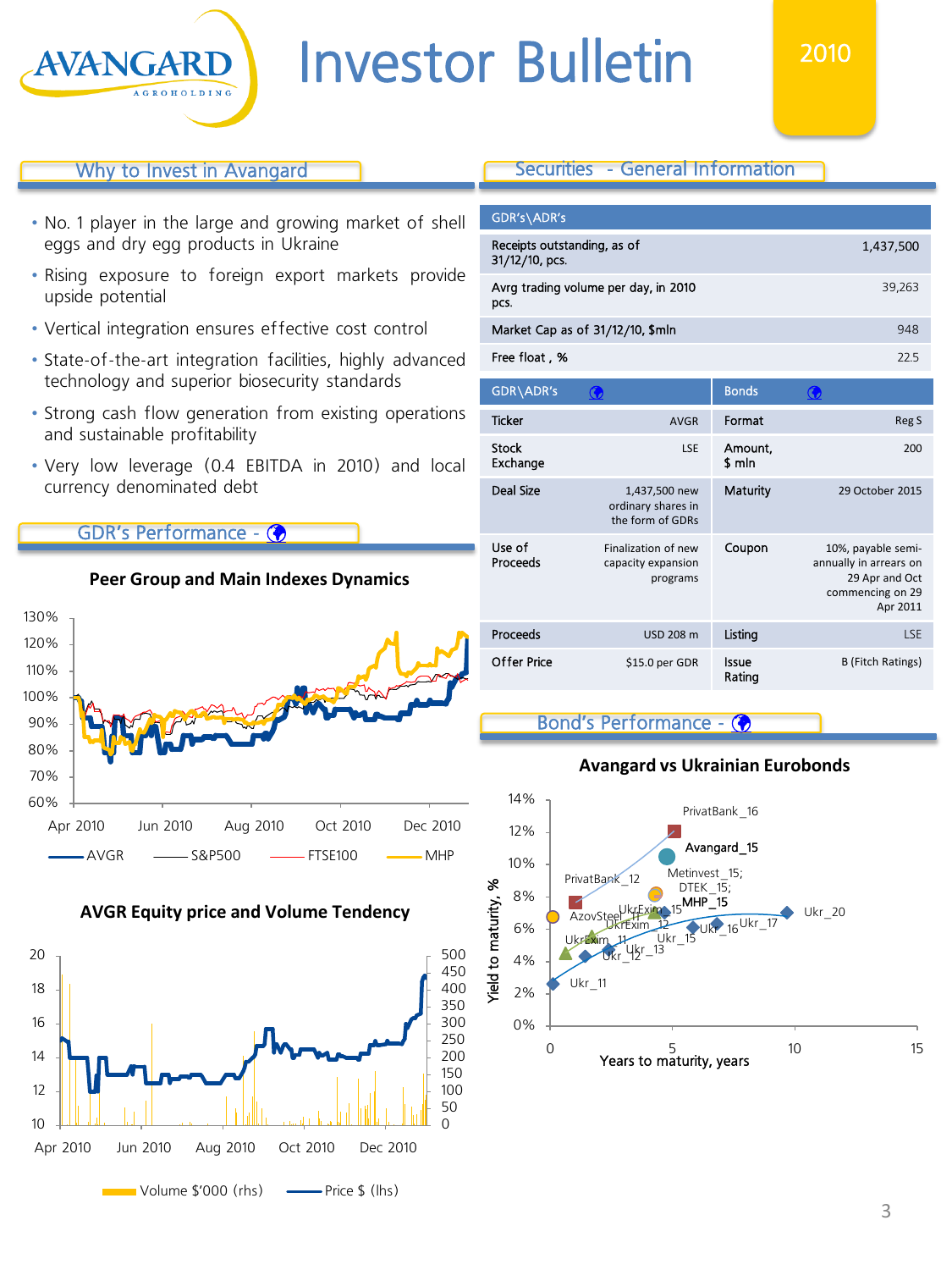# Investor Bulletin 2010

## Why to Invest in Avangard

- No. 1 player in the large and growing market of shell eggs and dry egg products in Ukraine
- Rising exposure to foreign export markets provide upside potential
- Vertical integration ensures effective cost control
- State-of-the-art integration facilities, highly advanced technology and superior biosecurity standards
- Strong cash flow generation from existing operations and sustainable profitability
- Very low leverage (0.4 EBITDA in 2010) and local currency denominated debt

## GDR's Performance

**Peer Group and Main Indexes Dynamics**

Legend: AVGR, S&P500, FTSE100, MHP

**AVGR Equity price and Volume Tendency**

Legend: Volume $'000 (rhs), Price $ (lhs)

## Securities - General Information

| GDR's\ADR's | |
|---|---|
| Receipts outstanding, as of 31/12/10, pcs. | 1,437,500 |
| Avrg trading volume per day, in 2010 pcs. | 39,263 |
| Market Cap as of 31/12/10, $mln | 948 |
| Free float , % | 22.5 |

| GDR\ADR's | | Bonds | |
|---|---|---|---|
| Ticker | AVGR | Format | Reg S |
| Stock Exchange | LSE | Amount, $ mln | 200 |
| Deal Size | 1,437,500 new ordinary shares in the form of GDRs | Maturity | 29 October 2015 |
| Use of Proceeds | Finalization of new capacity expansion programs | Coupon | 10%, payable semi-annually in arrears on 29 Apr and Oct commencing on 29 Apr 2011 |
| Proceeds | USD 208 m | Listing | LSE |
| Offer Price | $15.0 per GDR | Issue Rating | B (Fitch Ratings) |

## Bond's Performance

**Avangard vs Ukrainian Eurobonds**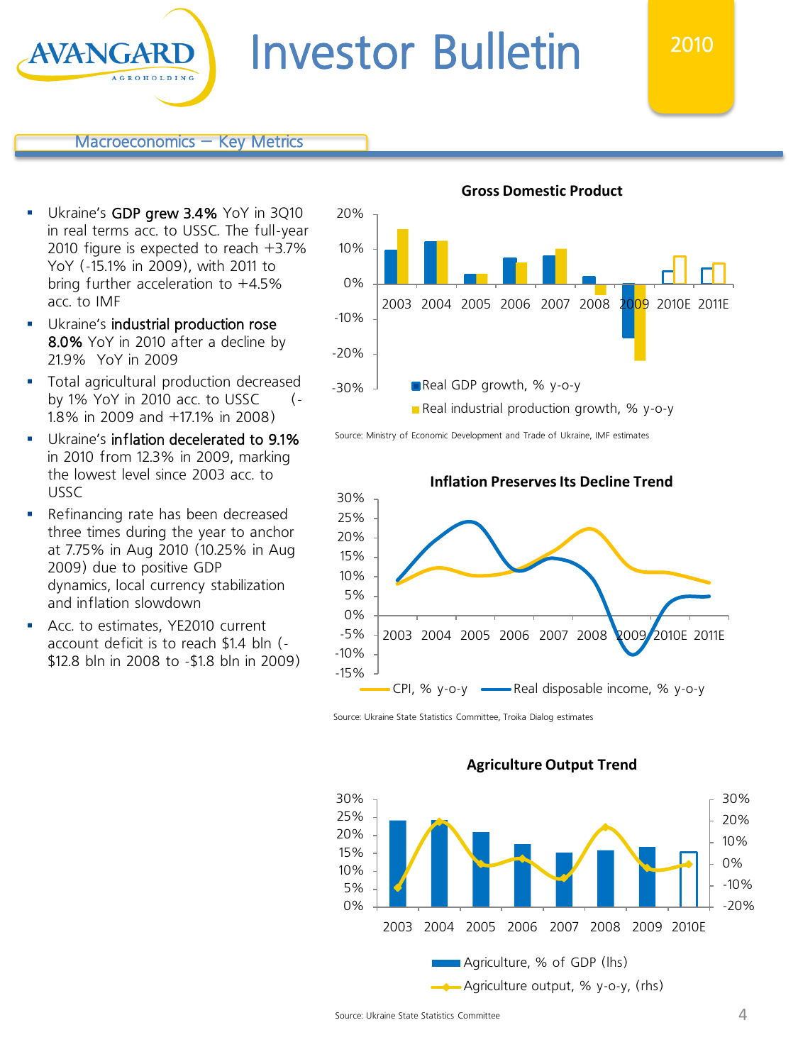## Macroeconomics – Key Metrics

- Ukraine's **GDP grew 3.4%** YoY in 3Q10 in real terms acc. to USSC. The full-year 2010 figure is expected to reach +3.7% YoY (-15.1% in 2009), with 2011 to bring further acceleration to +4.5% acc. to IMF
- Ukraine's **industrial production rose 8.0%** YoY in 2010 after a decline by 21.9% YoY in 2009
- Total agricultural production decreased by 1% YoY in 2010 acc. to USSC (-1.8% in 2009 and +17.1% in 2008)
- Ukraine's **inflation decelerated to 9.1%** in 2010 from 12.3% in 2009, marking the lowest level since 2003 acc. to USSC
- Refinancing rate has been decreased three times during the year to anchor at 7.75% in Aug 2010 (10.25% in Aug 2009) due to positive GDP dynamics, local currency stabilization and inflation slowdown
- Acc. to estimates, YE2010 current account deficit is to reach $1.4 bln (-$12.8 bln in 2008 to -$1.8 bln in 2009)

**Gross Domestic Product**

Real GDP growth, % y-o-y; Real industrial production growth, % y-o-y (2003–2011E)

Source: Ministry of Economic Development and Trade of Ukraine, IMF estimates

**Inflation Preserves Its Decline Trend**

CPI, % y-o-y; Real disposable income, % y-o-y (2003–2011E)

Source: Ukraine State Statistics Committee, Troika Dialog estimates

**Agriculture Output Trend**

Agriculture, % of GDP (lhs); Agriculture output, % y-o-y, (rhs) (2003–2010E)

Source: Ukraine State Statistics Committee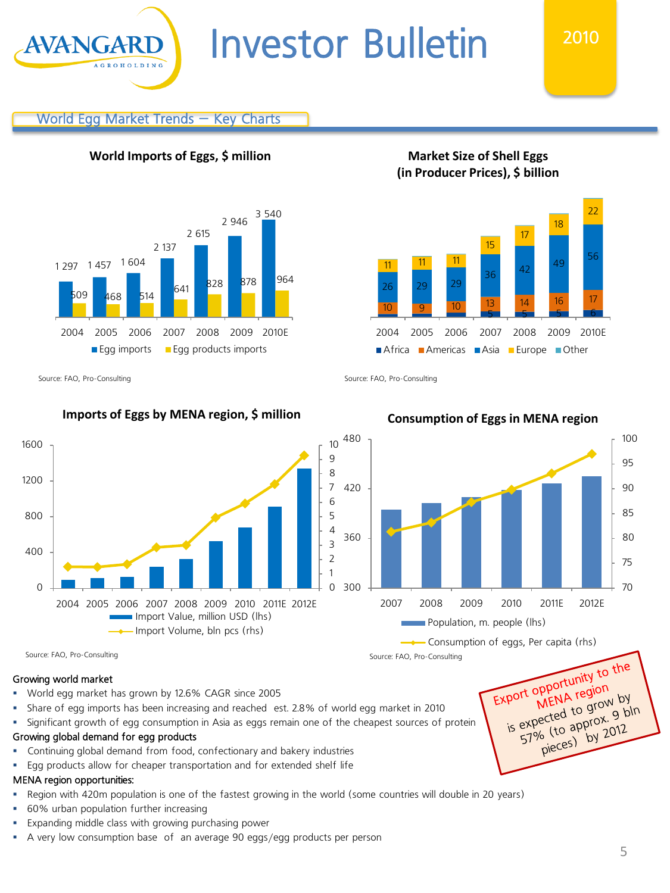# Investor Bulletin

2010

## World Egg Market Trends – Key Charts

**World Imports of Eggs, $ million**

| | 2004 | 2005 | 2006 | 2007 | 2008 | 2009 | 2010E |
|---|---|---|---|---|---|---|---|
| Egg imports | 1 297 | 1 457 | 1 604 | 2 137 | 2 615 | 2 946 | 3 540 |
| Egg products imports | 509 | 468 | 514 | 641 | 828 | 878 | 964 |

Source: FAO, Pro-Consulting

**Market Size of Shell Eggs (in Producer Prices), $ billion**

| | 2004 | 2005 | 2006 | 2007 | 2008 | 2009 | 2010E |
|---|---|---|---|---|---|---|---|
| Africa | | | | 5 | 5 | 5 | 6 |
| Americas | 10 | 9 | 10 | 13 | 14 | 16 | 17 |
| Asia | 26 | 29 | 29 | 36 | 42 | 49 | 56 |
| Europe | 11 | 11 | 11 | 15 | 17 | 18 | 22 |
| Other | | | | | | | |

Source: FAO, Pro-Consulting

**Imports of Eggs by MENA region, $ million**

Import Value, million USD (lhs); Import Volume, bln pcs (rhs) — 2004, 2005, 2006, 2007, 2008, 2009, 2010, 2011E, 2012E

Source: FAO, Pro-Consulting

**Consumption of Eggs in MENA region**

Population, m. people (lhs); Consumption of eggs, Per capita (rhs) — 2007, 2008, 2009, 2010, 2011E, 2012E

Source: FAO, Pro-Consulting

Export opportunity to the MENA region is expected to grow by 57% (to approx. 9 bln pieces) by 2012

**Growing world market**

- World egg market has grown by 12.6% CAGR since 2005
- Share of egg imports has been increasing and reached est. 2.8% of world egg market in 2010
- Significant growth of egg consumption in Asia as eggs remain one of the cheapest sources of protein

**Growing global demand for egg products**

- Continuing global demand from food, confectionary and bakery industries
- Egg products allow for cheaper transportation and for extended shelf life

**MENA region opportunities:**

- Region with 420m population is one of the fastest growing in the world (some countries will double in 20 years)
- 60% urban population further increasing
- Expanding middle class with growing purchasing power
- A very low consumption base of an average 90 eggs/egg products per person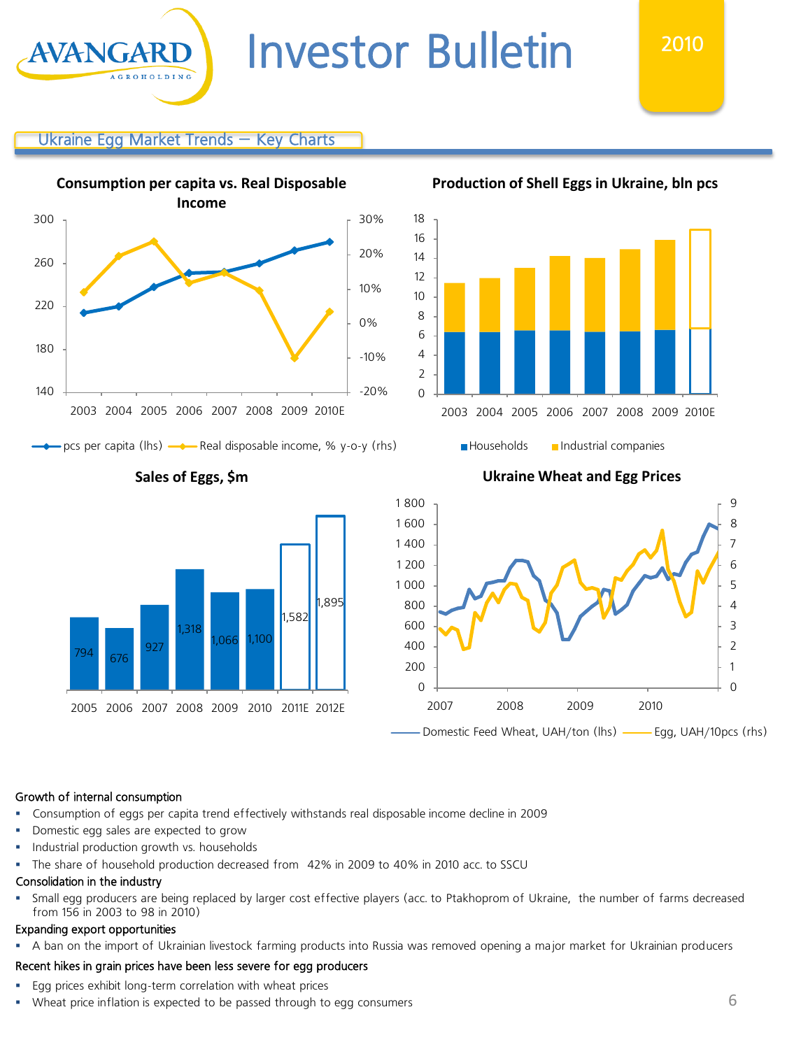# Investor Bulletin

## Ukraine Egg Market Trends – Key Charts

**Consumption per capita vs. Real Disposable Income**

pcs per capita (lhs) — Real disposable income, % y-o-y (rhs)

**Production of Shell Eggs in Ukraine, bln pcs**

Households — Industrial companies

**Sales of Eggs, $m**

| 2005 | 2006 | 2007 | 2008 | 2009 | 2010 | 2011E | 2012E |
|---|---|---|---|---|---|---|---|
| 794 | 676 | 927 | 1,318 | 1,066 | 1,100 | 1,582 | 1,895 |

**Ukraine Wheat and Egg Prices**

Domestic Feed Wheat, UAH/ton (lhs) — Egg, UAH/10pcs (rhs)

Growth of internal consumption

- Consumption of eggs per capita trend effectively withstands real disposable income decline in 2009
- Domestic egg sales are expected to grow
- Industrial production growth vs. households
- The share of household production decreased from 42% in 2009 to 40% in 2010 acc. to SSCU

Consolidation in the industry

- Small egg producers are being replaced by larger cost effective players (acc. to Ptakhoprom of Ukraine, the number of farms decreased from 156 in 2003 to 98 in 2010)

Expanding export opportunities

- A ban on the import of Ukrainian livestock farming products into Russia was removed opening a major market for Ukrainian producers

Recent hikes in grain prices have been less severe for egg producers

- Egg prices exhibit long-term correlation with wheat prices
- Wheat price inflation is expected to be passed through to egg consumers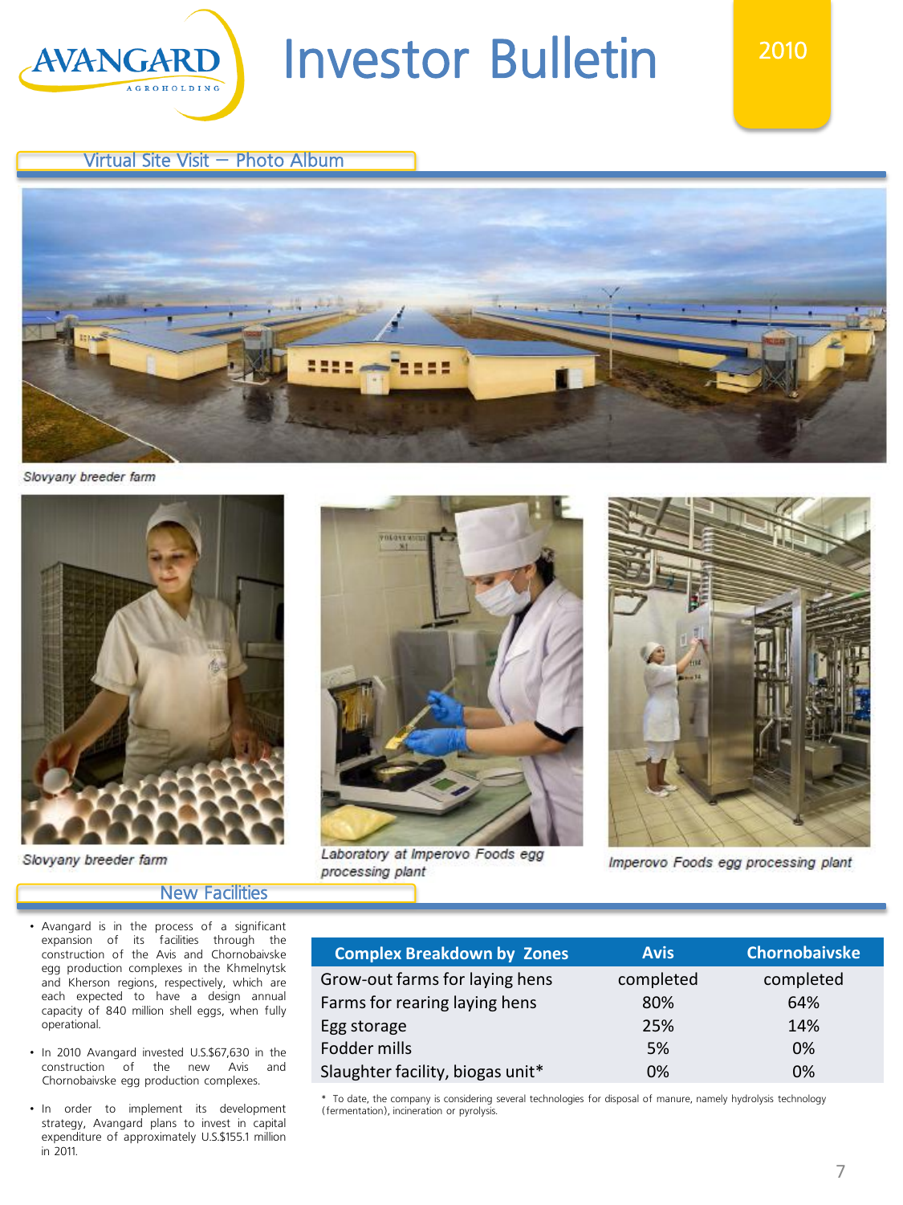# Investor Bulletin

2010

## Virtual Site Visit – Photo Album

Slovyany breeder farm

Slovyany breeder farm

Laboratory at Imperovo Foods egg processing plant

Imperovo Foods egg processing plant

## New Facilities

- Avangard is in the process of a significant expansion of its facilities through the construction of the Avis and Chornobaivske egg production complexes in the Khmelnytsk and Kherson regions, respectively, which are each expected to have a design annual capacity of 840 million shell eggs, when fully operational.
- In 2010 Avangard invested U.S.$67,630 in the construction of the new Avis and Chornobaivske egg production complexes.
- In order to implement its development strategy, Avangard plans to invest in capital expenditure of approximately U.S.$155.1 million in 2011.

| Complex Breakdown by Zones | Avis | Chornobaivske |
|---|---|---|
| Grow-out farms for laying hens | completed | completed |
| Farms for rearing laying hens | 80% | 64% |
| Egg storage | 25% | 14% |
| Fodder mills | 5% | 0% |
| Slaughter facility, biogas unit* | 0% | 0% |

\* To date, the company is considering several technologies for disposal of manure, namely hydrolysis technology (fermentation), incineration or pyrolysis.